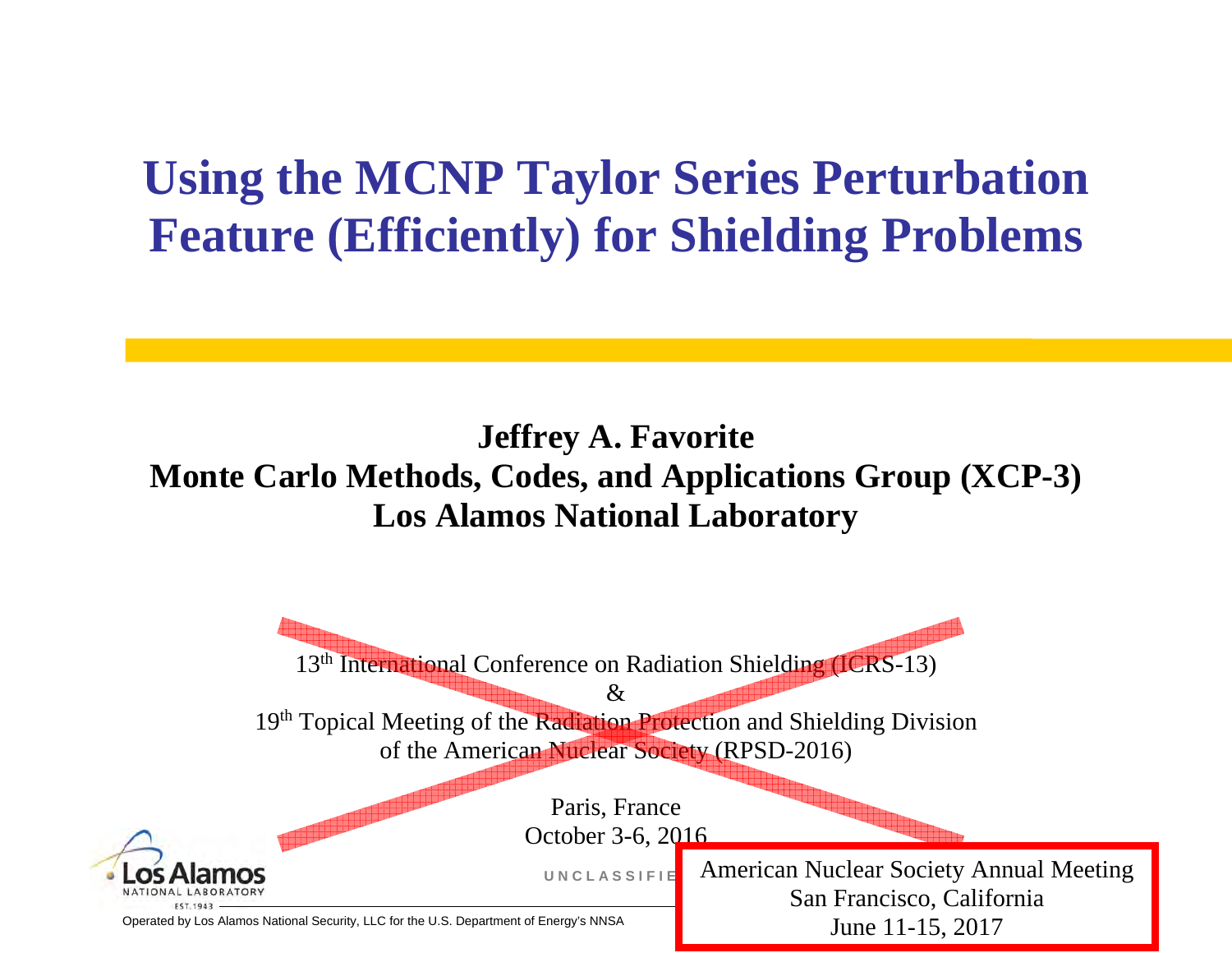# Using the MCNP Taylor Series Perturbation Feature (Efficiently) for Shielding Problems

**Jeffrey A. Favorite**
**Monte Carlo Methods, Codes, and Applications Group (XCP-3)**
**Los Alamos National Laboratory**

~~13th International Conference on Radiation Shielding (ICRS-13)~~
~~&~~
~~19th Topical Meeting of the Radiation Protection and Shielding Division of the American Nuclear Society (RPSD-2016)~~

~~Paris, France~~
~~October 3-6, 2016~~

American Nuclear Society Annual Meeting
San Francisco, California
June 11-15, 2017

UNCLASSIFIED

Operated by Los Alamos National Security, LLC for the U.S. Department of Energy's NNSA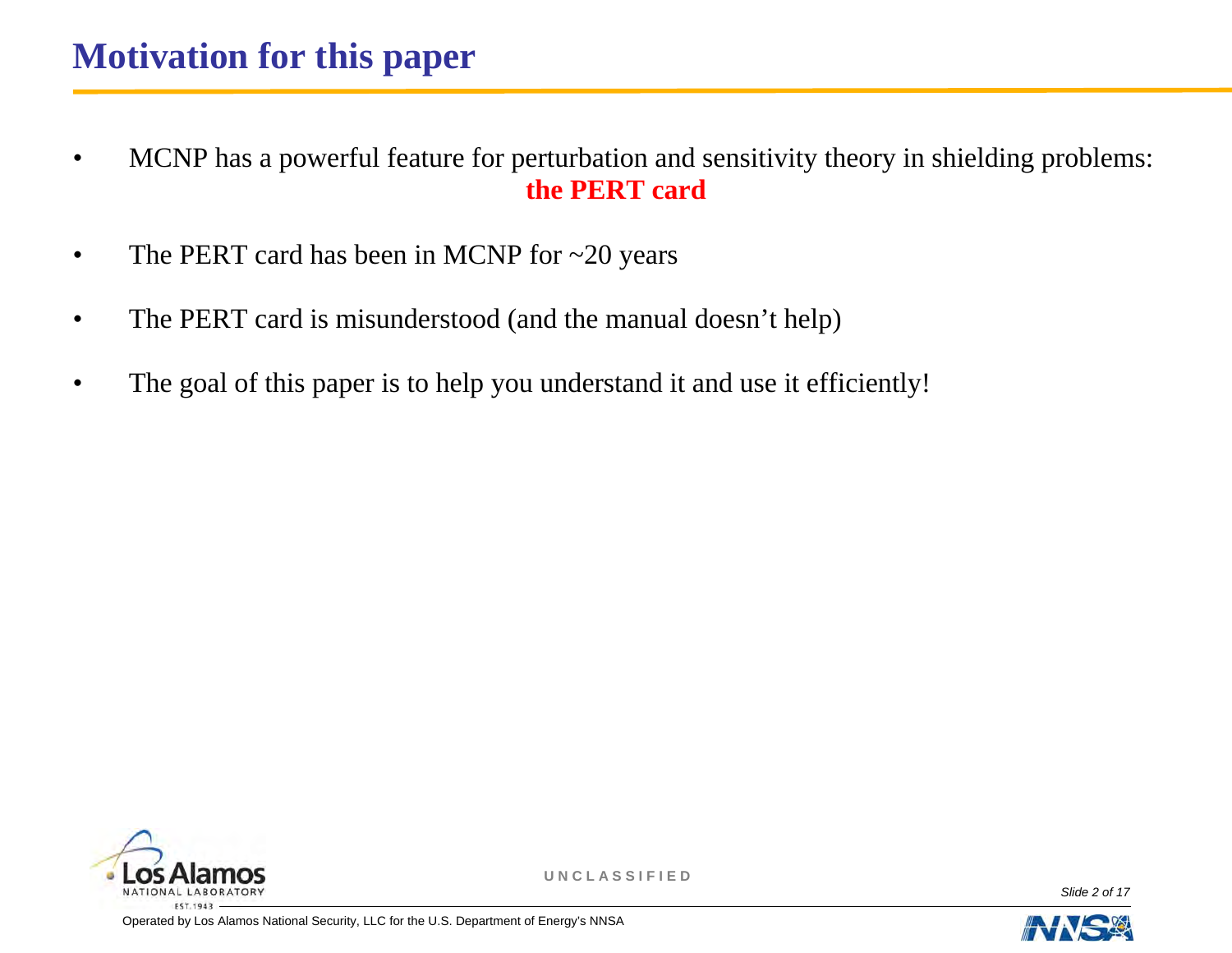# Motivation for this paper

- MCNP has a powerful feature for perturbation and sensitivity theory in shielding problems: **the PERT card**
- The PERT card has been in MCNP for ~20 years
- The PERT card is misunderstood (and the manual doesn't help)
- The goal of this paper is to help you understand it and use it efficiently!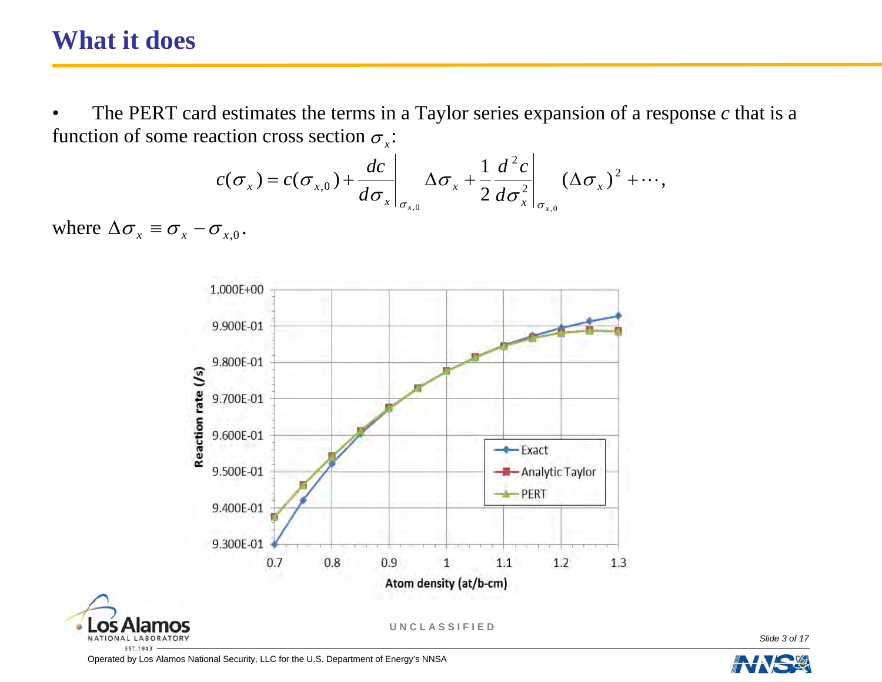# What it does

- The PERT card estimates the terms in a Taylor series expansion of a response $c$ that is a function of some reaction cross section $\sigma_x$:

$$c(\sigma_x) = c(\sigma_{x,0}) + \left.\frac{dc}{d\sigma_x}\right|_{\sigma_{x,0}} \Delta\sigma_x + \frac{1}{2}\left.\frac{d^2c}{d\sigma_x^2}\right|_{\sigma_{x,0}} (\Delta\sigma_x)^2 + \cdots,$$

where $\Delta\sigma_x \equiv \sigma_x - \sigma_{x,0}$.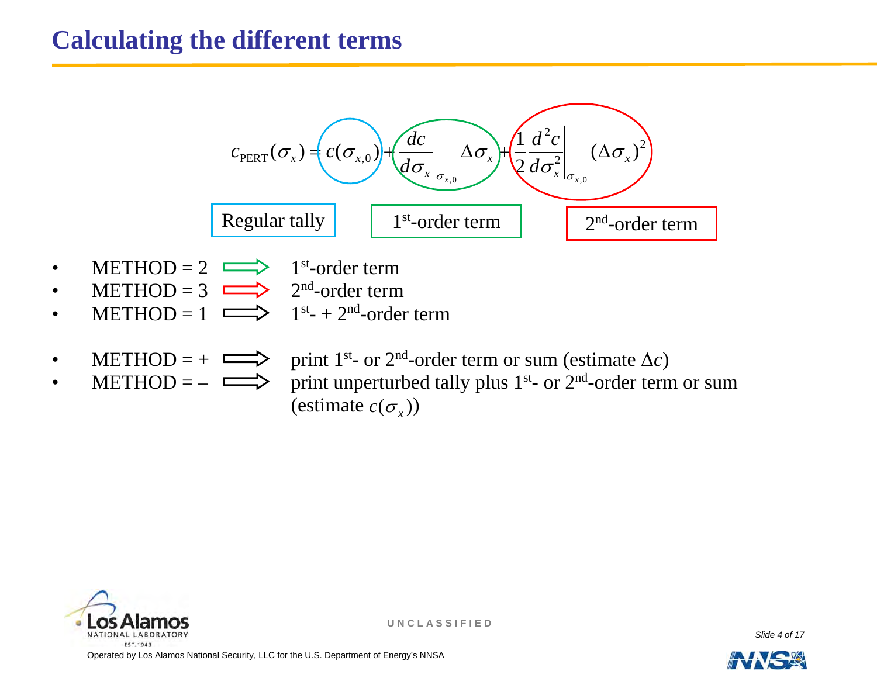# Calculating the different terms

$$c_{\text{PERT}}(\sigma_x) = c(\sigma_{x,0}) + \left.\frac{dc}{d\sigma_x}\right|_{\sigma_{x,0}} \Delta\sigma_x + \frac{1}{2}\left.\frac{d^2c}{d\sigma_x^2}\right|_{\sigma_{x,0}} (\Delta\sigma_x)^2$$

Regular tally — 1st-order term — 2nd-order term

- METHOD = 2 ⟹ 1st-order term
- METHOD = 3 ⟹ 2nd-order term
- METHOD = 1 ⟹ 1st- + 2nd-order term

- METHOD = + ⟹ print 1st- or 2nd-order term or sum (estimate $\Delta c$)
- METHOD = – ⟹ print unperturbed tally plus 1st- or 2nd-order term or sum (estimate $c(\sigma_x)$)

UNCLASSIFIED

Operated by Los Alamos National Security, LLC for the U.S. Department of Energy's NNSA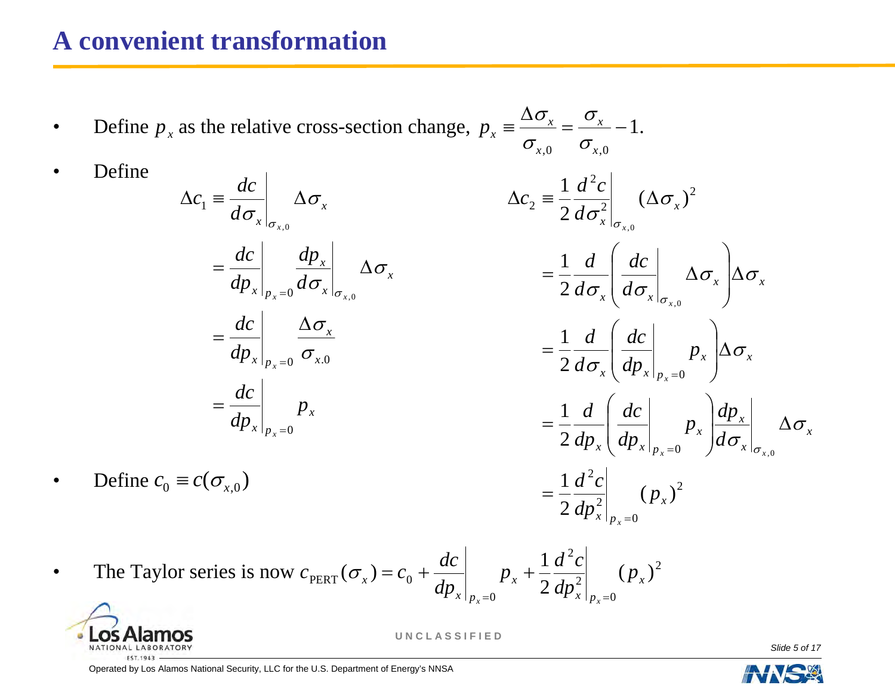# A convenient transformation

- Define $p_x$ as the relative cross-section change, $p_x \equiv \dfrac{\Delta\sigma_x}{\sigma_{x,0}} = \dfrac{\sigma_x}{\sigma_{x,0}} - 1.$
- Define

$$
\begin{aligned}
\Delta c_1 &\equiv \left.\frac{dc}{d\sigma_x}\right|_{\sigma_{x,0}} \Delta\sigma_x \\
&= \left.\frac{dc}{dp_x}\right|_{p_x=0} \left.\frac{dp_x}{d\sigma_x}\right|_{\sigma_{x,0}} \Delta\sigma_x \\
&= \left.\frac{dc}{dp_x}\right|_{p_x=0} \frac{\Delta\sigma_x}{\sigma_{x.0}} \\
&= \left.\frac{dc}{dp_x}\right|_{p_x=0} p_x
\end{aligned}
$$

$$
\begin{aligned}
\Delta c_2 &\equiv \frac{1}{2}\left.\frac{d^2c}{d\sigma_x^2}\right|_{\sigma_{x,0}} (\Delta\sigma_x)^2 \\
&= \frac{1}{2}\frac{d}{d\sigma_x}\left(\left.\frac{dc}{d\sigma_x}\right|_{\sigma_{x,0}} \Delta\sigma_x\right)\Delta\sigma_x \\
&= \frac{1}{2}\frac{d}{d\sigma_x}\left(\left.\frac{dc}{dp_x}\right|_{p_x=0} p_x\right)\Delta\sigma_x \\
&= \frac{1}{2}\frac{d}{dp_x}\left(\left.\frac{dc}{dp_x}\right|_{p_x=0} p_x\right)\left.\frac{dp_x}{d\sigma_x}\right|_{\sigma_{x,0}} \Delta\sigma_x \\
&= \frac{1}{2}\left.\frac{d^2c}{dp_x^2}\right|_{p_x=0} (p_x)^2
\end{aligned}
$$

- Define $c_0 \equiv c(\sigma_{x,0})$

- The Taylor series is now $c_{\text{PERT}}(\sigma_x) = c_0 + \left.\dfrac{dc}{dp_x}\right|_{p_x=0} p_x + \dfrac{1}{2}\left.\dfrac{d^2c}{dp_x^2}\right|_{p_x=0} (p_x)^2$

UNCLASSIFIED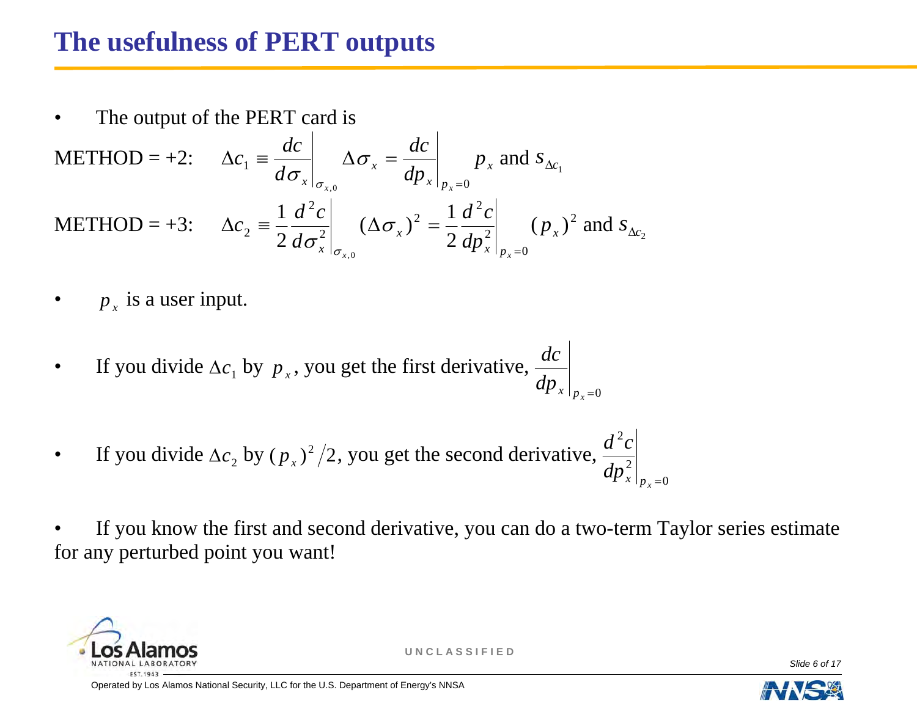# The usefulness of PERT outputs

- The output of the PERT card is

METHOD = +2: $\Delta c_1 \equiv \left.\dfrac{dc}{d\sigma_x}\right|_{\sigma_{x,0}} \Delta\sigma_x = \left.\dfrac{dc}{dp_x}\right|_{p_x=0} p_x$ and $s_{\Delta c_1}$

METHOD = +3: $\Delta c_2 \equiv \dfrac{1}{2}\left.\dfrac{d^2c}{d\sigma_x^2}\right|_{\sigma_{x,0}} (\Delta\sigma_x)^2 = \dfrac{1}{2}\left.\dfrac{d^2c}{dp_x^2}\right|_{p_x=0} (p_x)^2$ and $s_{\Delta c_2}$

- $p_x$ is a user input.

- If you divide $\Delta c_1$ by $p_x$, you get the first derivative, $\left.\dfrac{dc}{dp_x}\right|_{p_x=0}$

- If you divide $\Delta c_2$ by $(p_x)^2/2$, you get the second derivative, $\left.\dfrac{d^2c}{dp_x^2}\right|_{p_x=0}$

- If you know the first and second derivative, you can do a two-term Taylor series estimate for any perturbed point you want!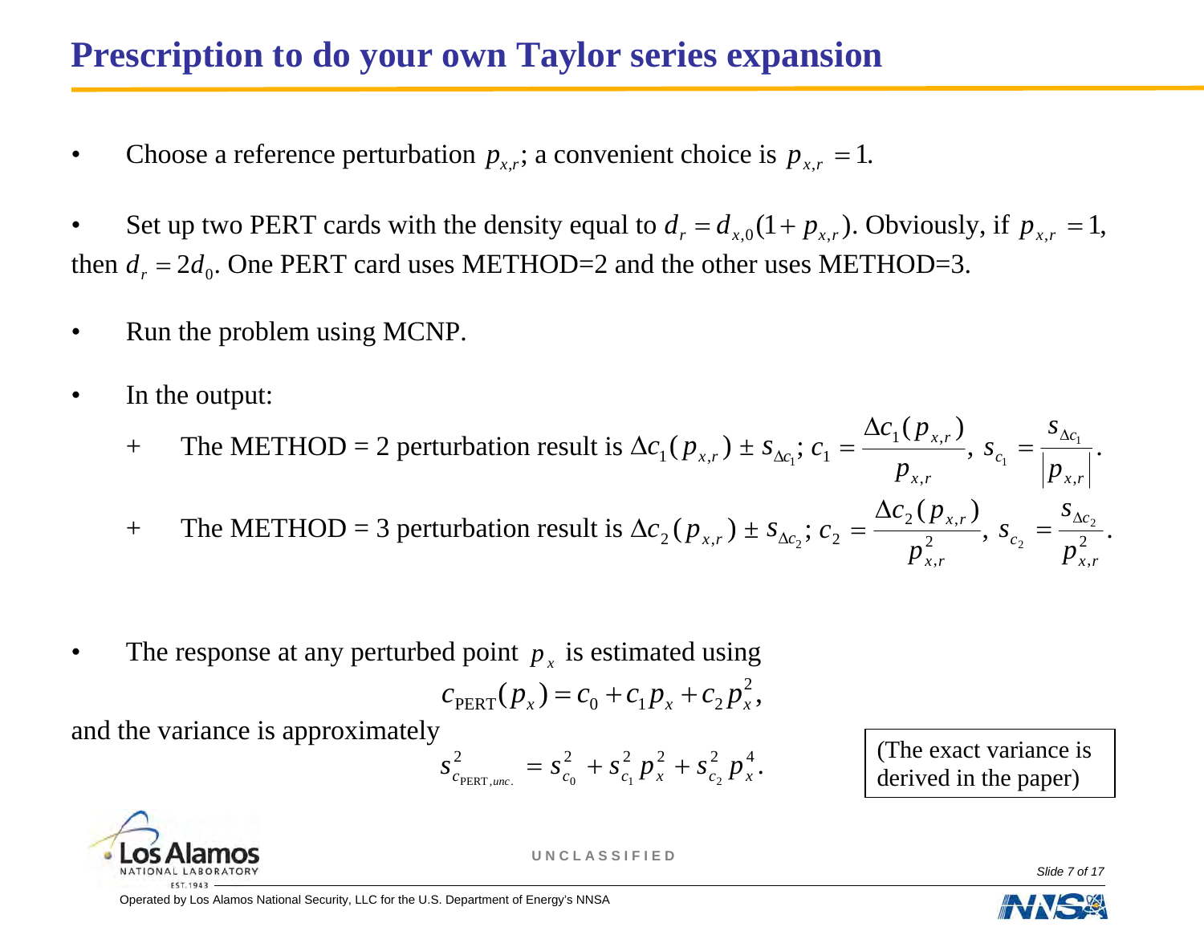# Prescription to do your own Taylor series expansion

- Choose a reference perturbation $p_{x,r}$; a convenient choice is $p_{x,r} = 1$.

- Set up two PERT cards with the density equal to $d_r = d_{x,0}(1 + p_{x,r})$. Obviously, if $p_{x,r} = 1$, then $d_r = 2d_0$. One PERT card uses METHOD=2 and the other uses METHOD=3.

- Run the problem using MCNP.

- In the output:
  - + The METHOD = 2 perturbation result is $\Delta c_1(p_{x,r}) \pm s_{\Delta c_1}$; $c_1 = \dfrac{\Delta c_1(p_{x,r})}{p_{x,r}}$, $s_{c_1} = \dfrac{s_{\Delta c_1}}{|p_{x,r}|}$.
  - + The METHOD = 3 perturbation result is $\Delta c_2(p_{x,r}) \pm s_{\Delta c_2}$; $c_2 = \dfrac{\Delta c_2(p_{x,r})}{p_{x,r}^2}$, $s_{c_2} = \dfrac{s_{\Delta c_2}}{p_{x,r}^2}$.

- The response at any perturbed point $p_x$ is estimated using

$$c_{\text{PERT}}(p_x) = c_0 + c_1 p_x + c_2 p_x^2,$$

and the variance is approximately

$$s_{c_{\text{PERT},unc.}}^2 = s_{c_0}^2 + s_{c_1}^2 p_x^2 + s_{c_2}^2 p_x^4.$$

(The exact variance is derived in the paper)

UNCLASSIFIED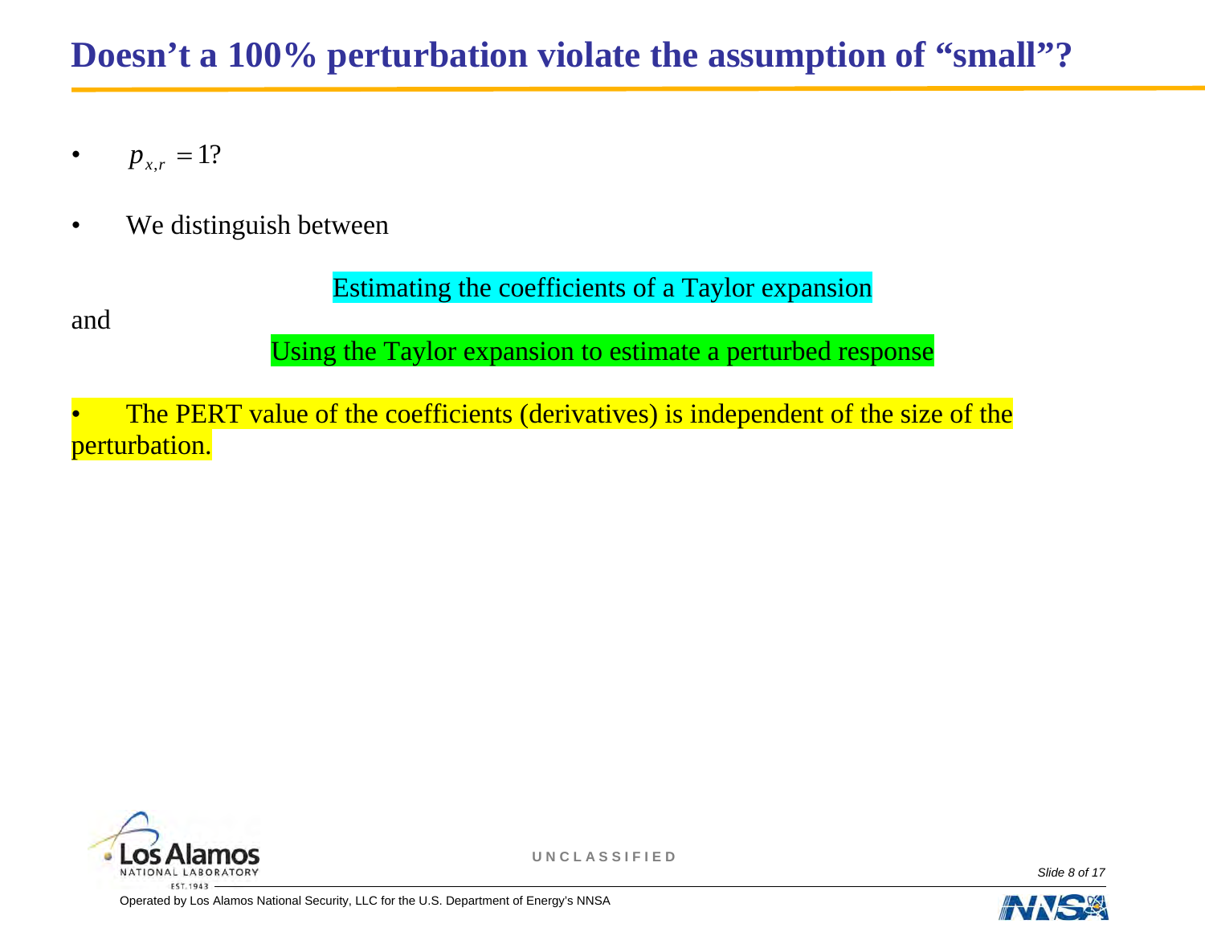# Doesn’t a 100% perturbation violate the assumption of “small”?

- $p_{x,r} = 1$?
- We distinguish between

Estimating the coefficients of a Taylor expansion

and

Using the Taylor expansion to estimate a perturbed response

- The PERT value of the coefficients (derivatives) is independent of the size of the perturbation.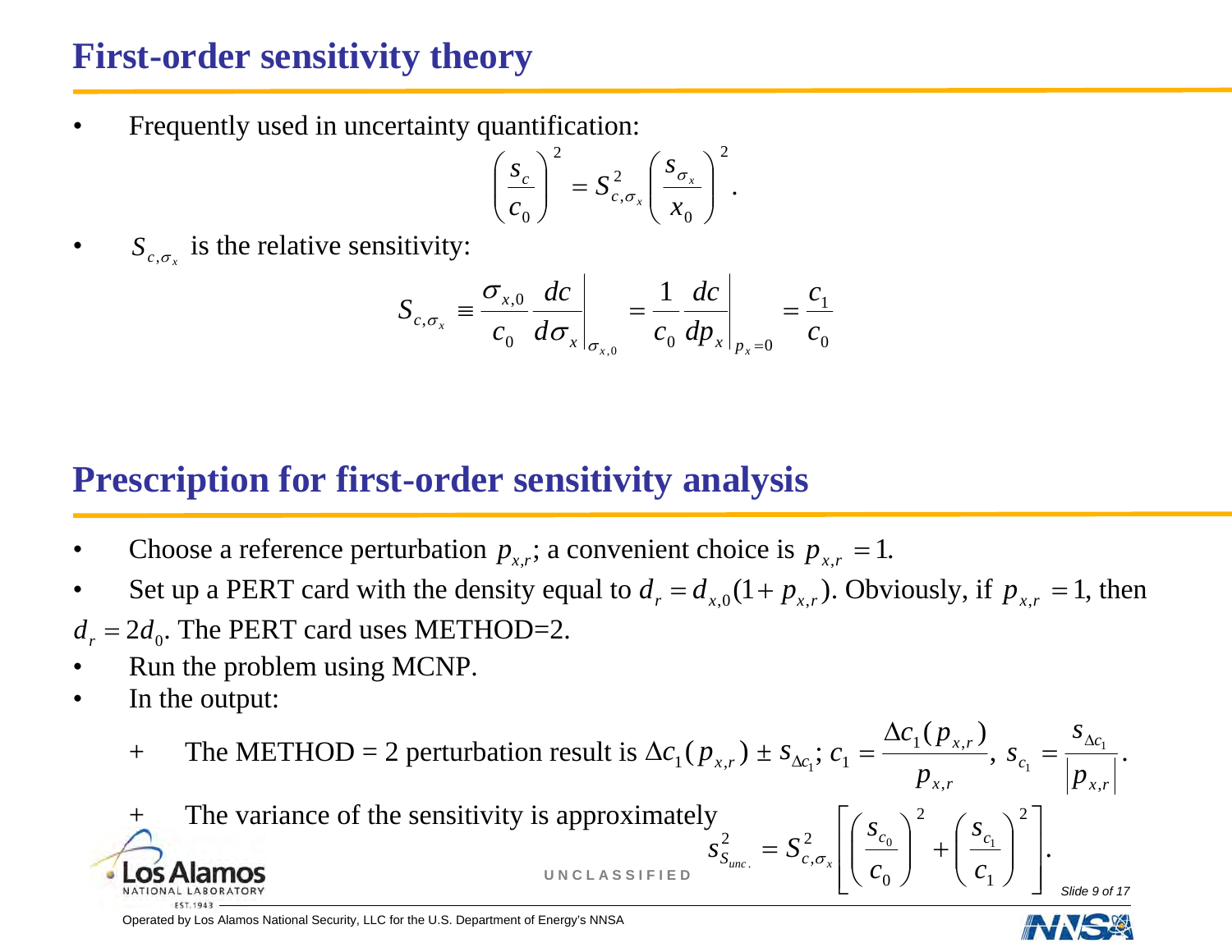## First-order sensitivity theory

- Frequently used in uncertainty quantification:

$$\left(\frac{s_c}{c_0}\right)^2 = S_{c,\sigma_x}^2 \left(\frac{s_{\sigma_x}}{x_0}\right)^2.$$

- $S_{c,\sigma_x}$ is the relative sensitivity:

$$S_{c,\sigma_x} \equiv \frac{\sigma_{x,0}}{c_0} \frac{dc}{d\sigma_x}\bigg|_{\sigma_{x,0}} = \frac{1}{c_0} \frac{dc}{dp_x}\bigg|_{p_x=0} = \frac{c_1}{c_0}$$

## Prescription for first-order sensitivity analysis

- Choose a reference perturbation $p_{x,r}$; a convenient choice is $p_{x,r} = 1$.
- Set up a PERT card with the density equal to $d_r = d_{x,0}(1 + p_{x,r})$. Obviously, if $p_{x,r} = 1$, then $d_r = 2d_0$. The PERT card uses METHOD=2.
- Run the problem using MCNP.
- In the output:
  - The METHOD = 2 perturbation result is $\Delta c_1(p_{x,r}) \pm s_{\Delta c_1}$; $c_1 = \dfrac{\Delta c_1(p_{x,r})}{p_{x,r}}$, $s_{c_1} = \dfrac{s_{\Delta c_1}}{|p_{x,r}|}$.
  - The variance of the sensitivity is approximately

$$s_{S_{unc.}}^2 = S_{c,\sigma_x}^2 \left[\left(\frac{s_{c_0}}{c_0}\right)^2 + \left(\frac{s_{c_1}}{c_1}\right)^2\right].$$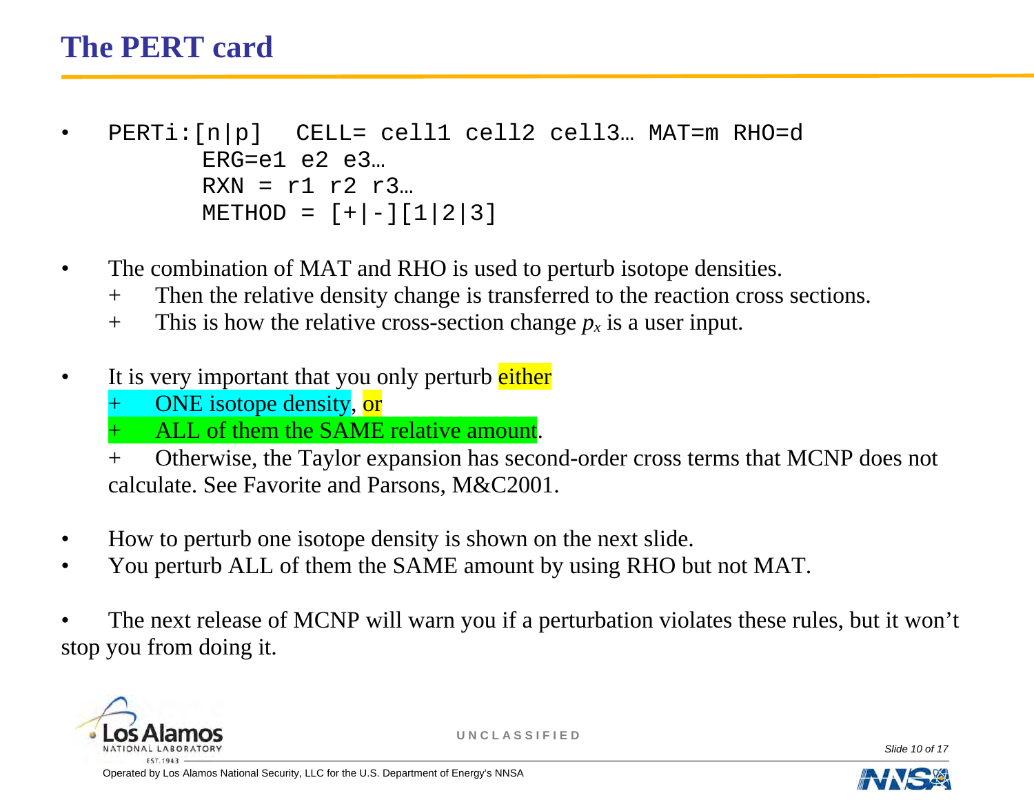# The PERT card

- ```
  PERTi:[n|p]  CELL= cell1 cell2 cell3… MAT=m RHO=d
          ERG=e1 e2 e3…
          RXN = r1 r2 r3…
          METHOD = [+|-][1|2|3]
  ```

- The combination of MAT and RHO is used to perturb isotope densities.
  - Then the relative density change is transferred to the reaction cross sections.
  - This is how the relative cross-section change $p_x$ is a user input.

- It is very important that you only perturb either
  - ONE isotope density, or
  - ALL of them the SAME relative amount.
  - Otherwise, the Taylor expansion has second-order cross terms that MCNP does not calculate. See Favorite and Parsons, M&C2001.

- How to perturb one isotope density is shown on the next slide.
- You perturb ALL of them the SAME amount by using RHO but not MAT.

- The next release of MCNP will warn you if a perturbation violates these rules, but it won't stop you from doing it.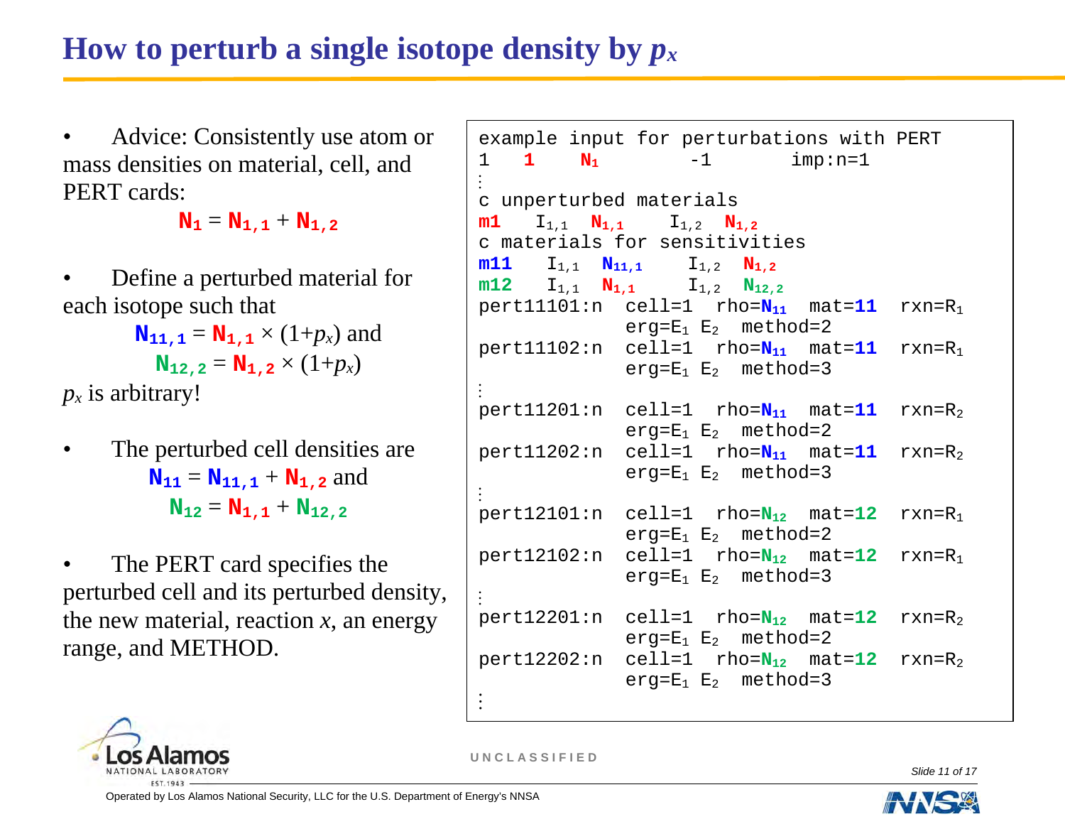# How to perturb a single isotope density by $p_x$

- Advice: Consistently use atom or mass densities on material, cell, and PERT cards:

$$N_1 = N_{1,1} + N_{1,2}$$

- Define a perturbed material for each isotope such that

$$N_{11,1} = N_{1,1} \times (1+p_x) \text{ and}$$
$$N_{12,2} = N_{1,2} \times (1+p_x)$$

$p_x$ is arbitrary!

- The perturbed cell densities are

$$N_{11} = N_{11,1} + N_{1,2} \text{ and}$$
$$N_{12} = N_{1,1} + N_{12,2}$$

- The PERT card specifies the perturbed cell and its perturbed density, the new material, reaction $x$, an energy range, and METHOD.

```
example input for perturbations with PERT
1   1    N1        -1       imp:n=1
:
c unperturbed materials
m1    I1,1  N1,1    I1,2  N1,2
c materials for sensitivities
m11    I1,1  N11,1    I1,2  N1,2
m12    I1,1  N1,1     I1,2  N12,2
pert11101:n  cell=1  rho=N11  mat=11  rxn=R1
             erg=E1 E2  method=2
pert11102:n  cell=1  rho=N11  mat=11  rxn=R1
             erg=E1 E2  method=3
:
pert11201:n  cell=1  rho=N11  mat=11  rxn=R2
             erg=E1 E2  method=2
pert11202:n  cell=1  rho=N11  mat=11  rxn=R2
             erg=E1 E2  method=3
:
pert12101:n  cell=1  rho=N12  mat=12  rxn=R1
             erg=E1 E2  method=2
pert12102:n  cell=1  rho=N12  mat=12  rxn=R1
             erg=E1 E2  method=3
:
pert12201:n  cell=1  rho=N12  mat=12  rxn=R2
             erg=E1 E2  method=2
pert12202:n  cell=1  rho=N12  mat=12  rxn=R2
             erg=E1 E2  method=3
:
```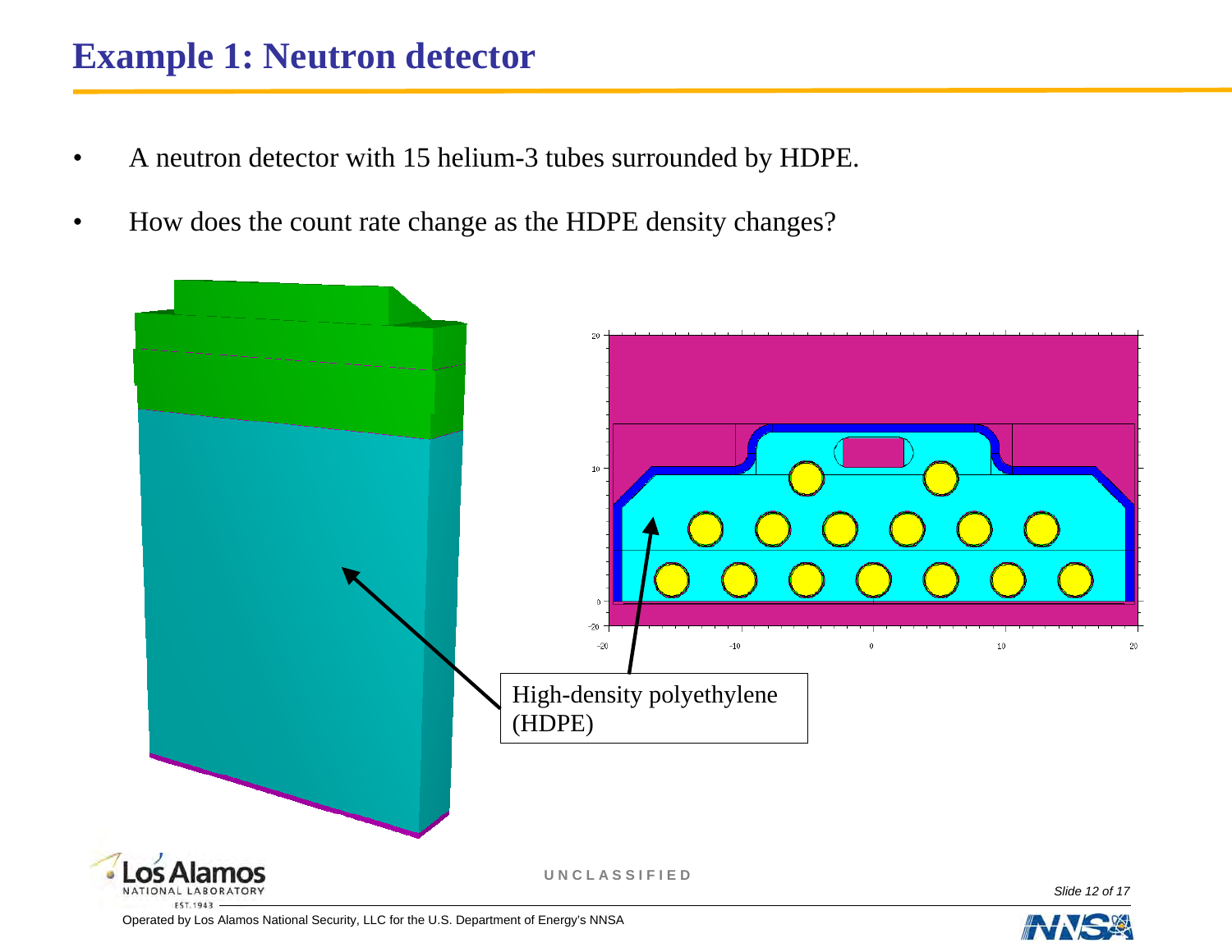# Example 1: Neutron detector

- A neutron detector with 15 helium-3 tubes surrounded by HDPE.
- How does the count rate change as the HDPE density changes?

High-density polyethylene (HDPE)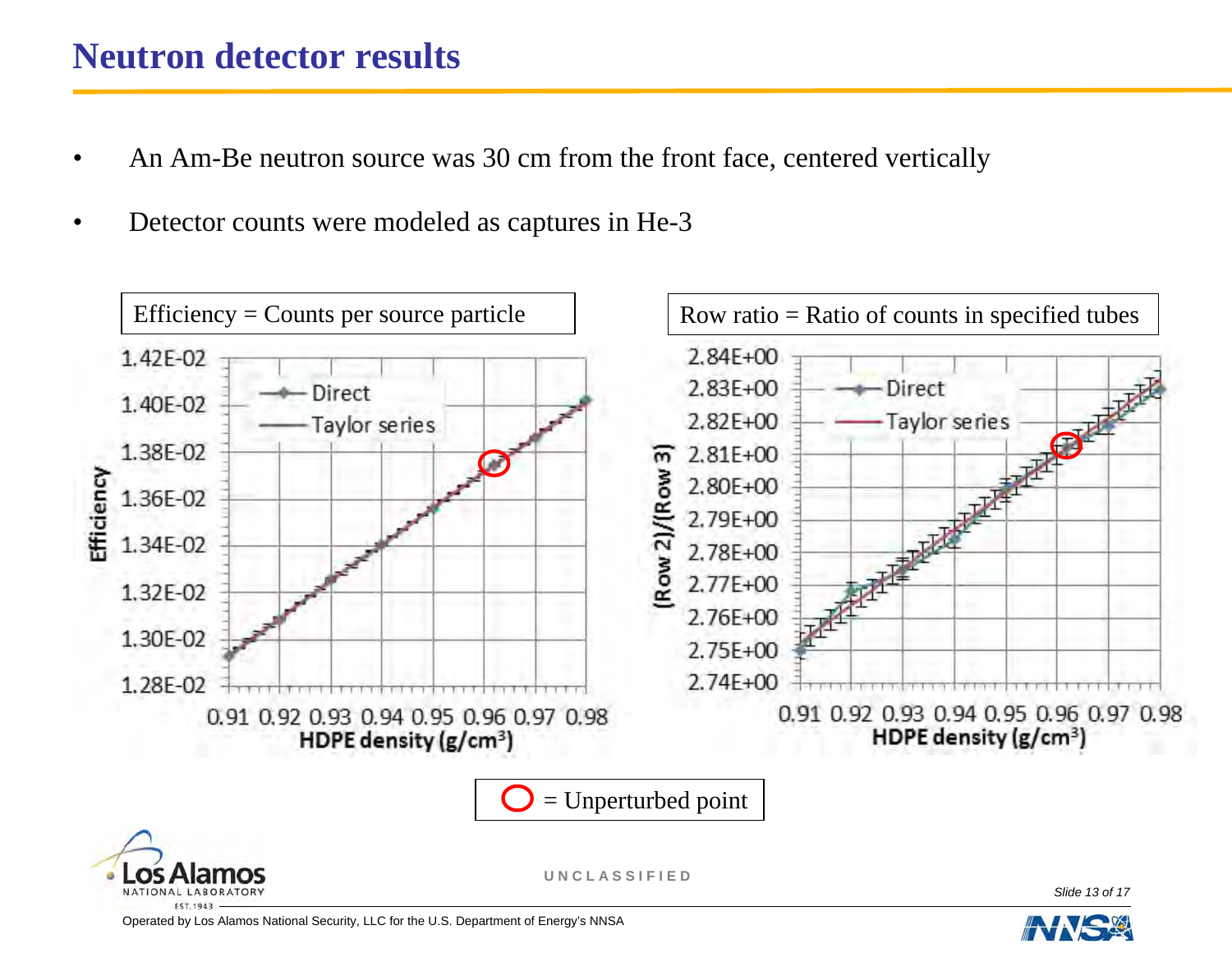# Neutron detector results

- An Am-Be neutron source was 30 cm from the front face, centered vertically
- Detector counts were modeled as captures in He-3

Efficiency = Counts per source particle

Row ratio = Ratio of counts in specified tubes

= Unperturbed point

UNCLASSIFIED

Operated by Los Alamos National Security, LLC for the U.S. Department of Energy's NNSA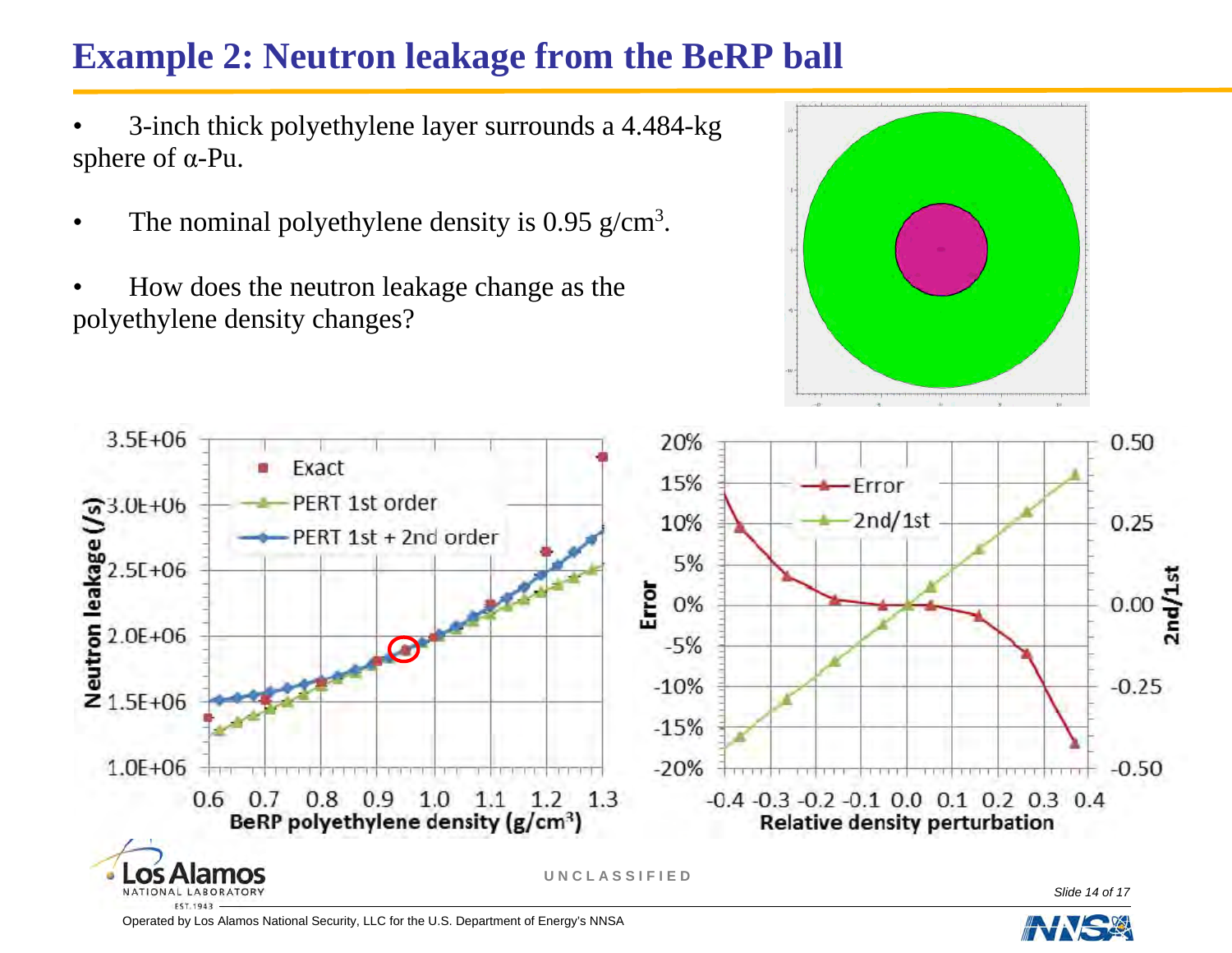# Example 2: Neutron leakage from the BeRP ball

- 3-inch thick polyethylene layer surrounds a 4.484-kg sphere of α-Pu.
- The nominal polyethylene density is 0.95 g/cm$^3$.
- How does the neutron leakage change as the polyethylene density changes?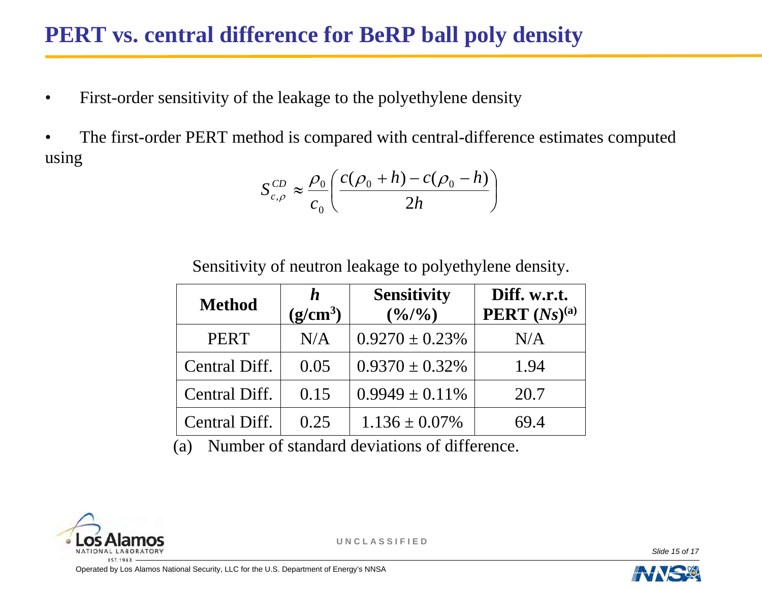# PERT vs. central difference for BeRP ball poly density

- First-order sensitivity of the leakage to the polyethylene density
- The first-order PERT method is compared with central-difference estimates computed using

$$S_{c,\rho}^{CD} \approx \frac{\rho_0}{c_0}\left(\frac{c(\rho_0 + h) - c(\rho_0 - h)}{2h}\right)$$

Sensitivity of neutron leakage to polyethylene density.

| Method | $h$ (g/cm$^3$) | Sensitivity (%/%) | Diff. w.r.t. PERT ($Ns$)[(a)] |
|---|---|---|---|
| PERT | N/A | 0.9270 ± 0.23% | N/A |
| Central Diff. | 0.05 | 0.9370 ± 0.32% | 1.94 |
| Central Diff. | 0.15 | 0.9949 ± 0.11% | 20.7 |
| Central Diff. | 0.25 | 1.136 ± 0.07% | 69.4 |

(a) Number of standard deviations of difference.

UNCLASSIFIED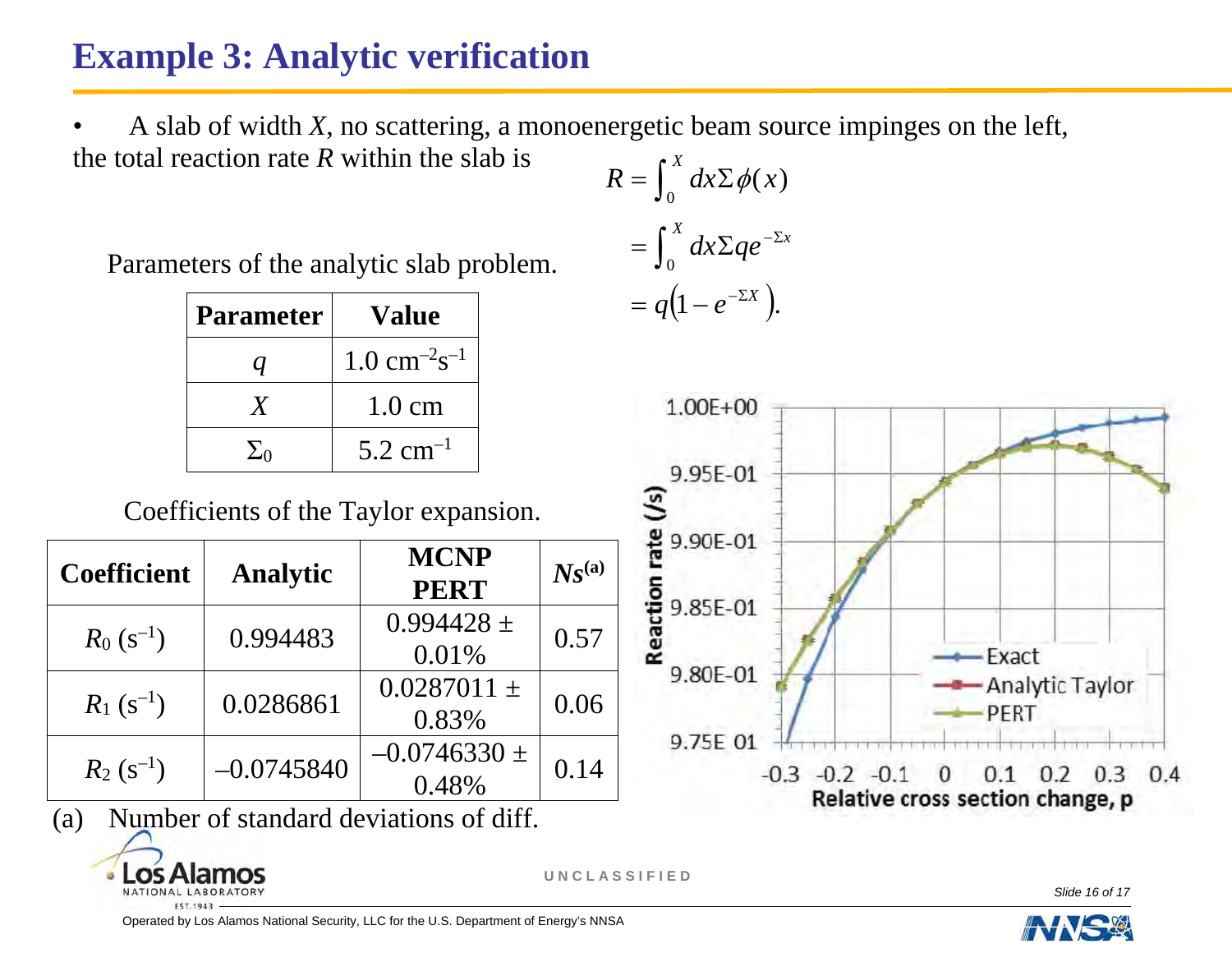# Example 3: Analytic verification

- A slab of width $X$, no scattering, a monoenergetic beam source impinges on the left, the total reaction rate $R$ within the slab is

$$
\begin{aligned}
R &= \int_0^X dx \Sigma \phi(x) \\
&= \int_0^X dx \Sigma q e^{-\Sigma x} \\
&= q\left(1 - e^{-\Sigma X}\right).
\end{aligned}
$$

Parameters of the analytic slab problem.

| Parameter | Value |
|---|---|
| $q$ | 1.0 $\text{cm}^{-2}\text{s}^{-1}$ |
| $X$ | 1.0 cm |
| $\Sigma_0$ | 5.2 $\text{cm}^{-1}$ |

Coefficients of the Taylor expansion.

| Coefficient | Analytic | MCNP PERT | $Ns$[(a)] |
|---|---|---|---|
| $R_0$ ($\text{s}^{-1}$) | 0.994483 | 0.994428 ± 0.01% | 0.57 |
| $R_1$ ($\text{s}^{-1}$) | 0.0286861 | 0.0287011 ± 0.83% | 0.06 |
| $R_2$ ($\text{s}^{-1}$) | –0.0745840 | –0.0746330 ± 0.48% | 0.14 |

(a) Number of standard deviations of diff.

Reaction rate (/s) vs. Relative cross section change, p — Exact, Analytic Taylor, PERT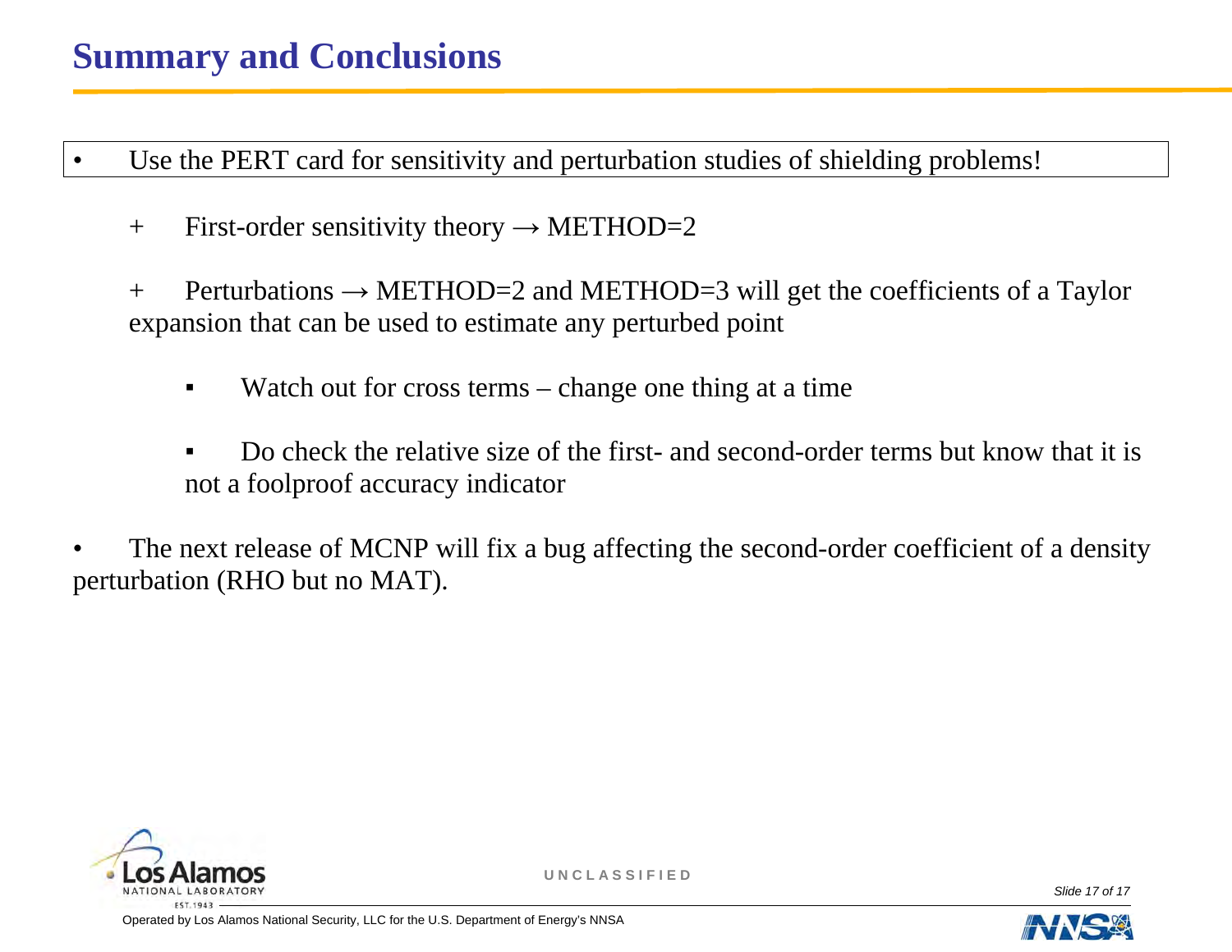# Summary and Conclusions

- Use the PERT card for sensitivity and perturbation studies of shielding problems!
  - First-order sensitivity theory → METHOD=2
  - Perturbations → METHOD=2 and METHOD=3 will get the coefficients of a Taylor expansion that can be used to estimate any perturbed point
    - Watch out for cross terms – change one thing at a time
    - Do check the relative size of the first- and second-order terms but know that it is not a foolproof accuracy indicator
- The next release of MCNP will fix a bug affecting the second-order coefficient of a density perturbation (RHO but no MAT).